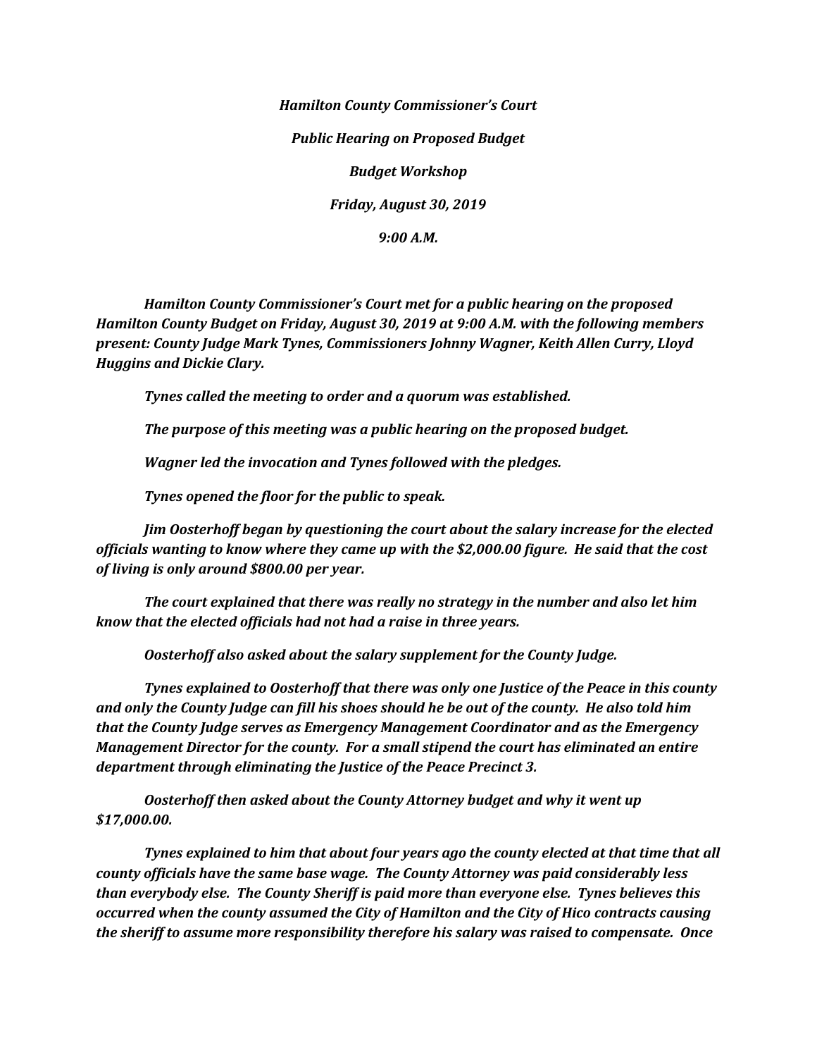***Hamilton County Commissioner's Court***

***Public Hearing on Proposed Budget***

***Budget Workshop***

***Friday, August 30, 2019***

***9:00 A.M.***

***Hamilton County Commissioner's Court met for a public hearing on the proposed Hamilton County Budget on Friday, August 30, 2019 at 9:00 A.M. with the following members present: County Judge Mark Tynes, Commissioners Johnny Wagner, Keith Allen Curry, Lloyd Huggins and Dickie Clary.***

***Tynes called the meeting to order and a quorum was established.***

***The purpose of this meeting was a public hearing on the proposed budget.***

***Wagner led the invocation and Tynes followed with the pledges.***

***Tynes opened the floor for the public to speak.***

***Jim Oosterhoff began by questioning the court about the salary increase for the elected officials wanting to know where they came up with the $2,000.00 figure. He said that the cost of living is only around $800.00 per year.***

***The court explained that there was really no strategy in the number and also let him know that the elected officials had not had a raise in three years.***

***Oosterhoff also asked about the salary supplement for the County Judge.***

***Tynes explained to Oosterhoff that there was only one Justice of the Peace in this county and only the County Judge can fill his shoes should he be out of the county. He also told him that the County Judge serves as Emergency Management Coordinator and as the Emergency Management Director for the county. For a small stipend the court has eliminated an entire department through eliminating the Justice of the Peace Precinct 3.***

***Oosterhoff then asked about the County Attorney budget and why it went up $17,000.00.***

***Tynes explained to him that about four years ago the county elected at that time that all county officials have the same base wage. The County Attorney was paid considerably less than everybody else. The County Sheriff is paid more than everyone else. Tynes believes this occurred when the county assumed the City of Hamilton and the City of Hico contracts causing the sheriff to assume more responsibility therefore his salary was raised to compensate. Once***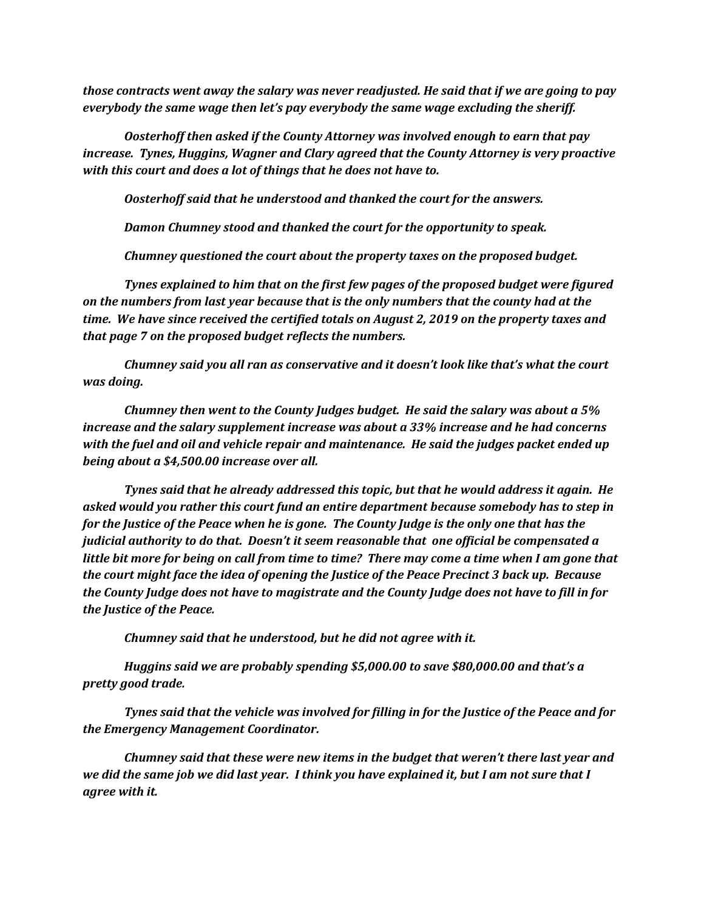*those contracts went away the salary was never readjusted. He said that if we are going to pay everybody the same wage then let's pay everybody the same wage excluding the sheriff.*

*Oosterhoff then asked if the County Attorney was involved enough to earn that pay increase. Tynes, Huggins, Wagner and Clary agreed that the County Attorney is very proactive with this court and does a lot of things that he does not have to.*

*Oosterhoff said that he understood and thanked the court for the answers.*

*Damon Chumney stood and thanked the court for the opportunity to speak.*

*Chumney questioned the court about the property taxes on the proposed budget.*

*Tynes explained to him that on the first few pages of the proposed budget were figured on the numbers from last year because that is the only numbers that the county had at the time. We have since received the certified totals on August 2, 2019 on the property taxes and that page 7 on the proposed budget reflects the numbers.*

*Chumney said you all ran as conservative and it doesn't look like that's what the court was doing.*

*Chumney then went to the County Judges budget. He said the salary was about a 5% increase and the salary supplement increase was about a 33% increase and he had concerns with the fuel and oil and vehicle repair and maintenance. He said the judges packet ended up being about a $4,500.00 increase over all.*

*Tynes said that he already addressed this topic, but that he would address it again. He asked would you rather this court fund an entire department because somebody has to step in for the Justice of the Peace when he is gone. The County Judge is the only one that has the judicial authority to do that. Doesn't it seem reasonable that one official be compensated a little bit more for being on call from time to time? There may come a time when I am gone that the court might face the idea of opening the Justice of the Peace Precinct 3 back up. Because the County Judge does not have to magistrate and the County Judge does not have to fill in for the Justice of the Peace.*

*Chumney said that he understood, but he did not agree with it.*

*Huggins said we are probably spending $5,000.00 to save $80,000.00 and that's a pretty good trade.*

*Tynes said that the vehicle was involved for filling in for the Justice of the Peace and for the Emergency Management Coordinator.*

*Chumney said that these were new items in the budget that weren't there last year and we did the same job we did last year. I think you have explained it, but I am not sure that I agree with it.*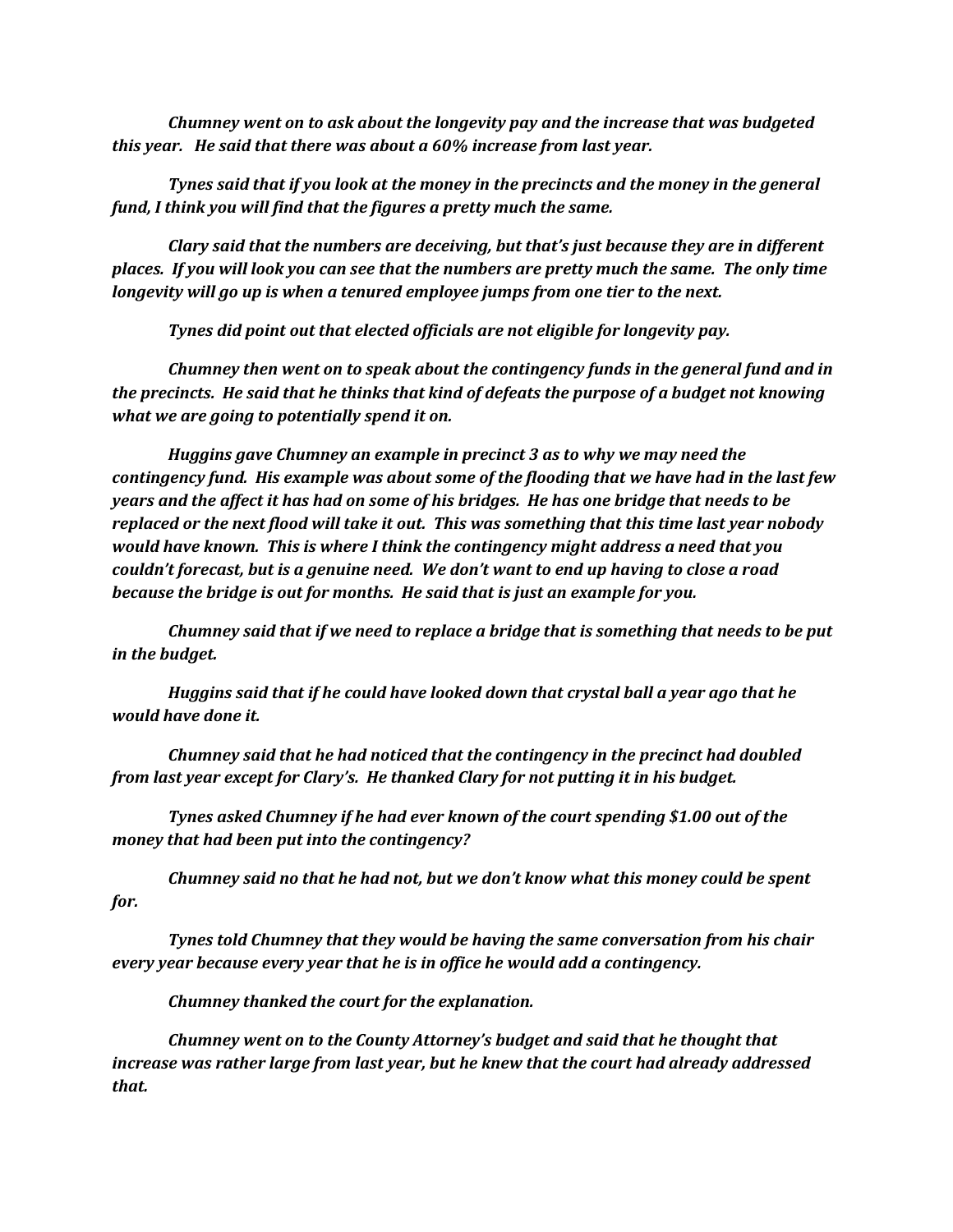*Chumney went on to ask about the longevity pay and the increase that was budgeted this year. He said that there was about a 60% increase from last year.*

*Tynes said that if you look at the money in the precincts and the money in the general fund, I think you will find that the figures a pretty much the same.*

*Clary said that the numbers are deceiving, but that's just because they are in different places. If you will look you can see that the numbers are pretty much the same. The only time longevity will go up is when a tenured employee jumps from one tier to the next.*

*Tynes did point out that elected officials are not eligible for longevity pay.*

*Chumney then went on to speak about the contingency funds in the general fund and in the precincts. He said that he thinks that kind of defeats the purpose of a budget not knowing what we are going to potentially spend it on.*

*Huggins gave Chumney an example in precinct 3 as to why we may need the contingency fund. His example was about some of the flooding that we have had in the last few years and the affect it has had on some of his bridges. He has one bridge that needs to be replaced or the next flood will take it out. This was something that this time last year nobody would have known. This is where I think the contingency might address a need that you couldn't forecast, but is a genuine need. We don't want to end up having to close a road because the bridge is out for months. He said that is just an example for you.*

*Chumney said that if we need to replace a bridge that is something that needs to be put in the budget.*

*Huggins said that if he could have looked down that crystal ball a year ago that he would have done it.*

*Chumney said that he had noticed that the contingency in the precinct had doubled from last year except for Clary's. He thanked Clary for not putting it in his budget.*

*Tynes asked Chumney if he had ever known of the court spending $1.00 out of the money that had been put into the contingency?*

*Chumney said no that he had not, but we don't know what this money could be spent for.*

*Tynes told Chumney that they would be having the same conversation from his chair every year because every year that he is in office he would add a contingency.*

*Chumney thanked the court for the explanation.*

*Chumney went on to the County Attorney's budget and said that he thought that increase was rather large from last year, but he knew that the court had already addressed that.*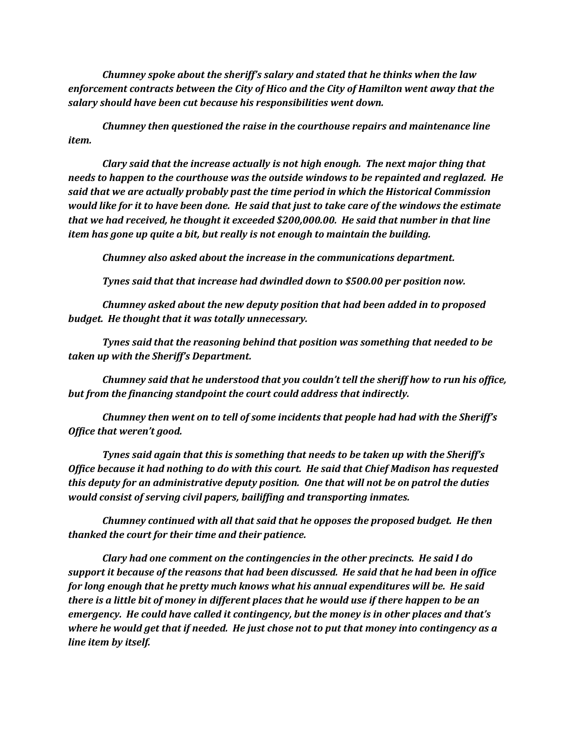*Chumney spoke about the sheriff's salary and stated that he thinks when the law enforcement contracts between the City of Hico and the City of Hamilton went away that the salary should have been cut because his responsibilities went down.*

*Chumney then questioned the raise in the courthouse repairs and maintenance line item.*

*Clary said that the increase actually is not high enough. The next major thing that needs to happen to the courthouse was the outside windows to be repainted and reglazed. He said that we are actually probably past the time period in which the Historical Commission would like for it to have been done. He said that just to take care of the windows the estimate that we had received, he thought it exceeded $200,000.00. He said that number in that line item has gone up quite a bit, but really is not enough to maintain the building.*

*Chumney also asked about the increase in the communications department.*

*Tynes said that that increase had dwindled down to $500.00 per position now.*

*Chumney asked about the new deputy position that had been added in to proposed budget. He thought that it was totally unnecessary.*

*Tynes said that the reasoning behind that position was something that needed to be taken up with the Sheriff's Department.*

*Chumney said that he understood that you couldn't tell the sheriff how to run his office, but from the financing standpoint the court could address that indirectly.*

*Chumney then went on to tell of some incidents that people had had with the Sheriff's Office that weren't good.*

*Tynes said again that this is something that needs to be taken up with the Sheriff's Office because it had nothing to do with this court. He said that Chief Madison has requested this deputy for an administrative deputy position. One that will not be on patrol the duties would consist of serving civil papers, bailiffing and transporting inmates.*

*Chumney continued with all that said that he opposes the proposed budget. He then thanked the court for their time and their patience.*

*Clary had one comment on the contingencies in the other precincts. He said I do support it because of the reasons that had been discussed. He said that he had been in office for long enough that he pretty much knows what his annual expenditures will be. He said there is a little bit of money in different places that he would use if there happen to be an emergency. He could have called it contingency, but the money is in other places and that's where he would get that if needed. He just chose not to put that money into contingency as a line item by itself.*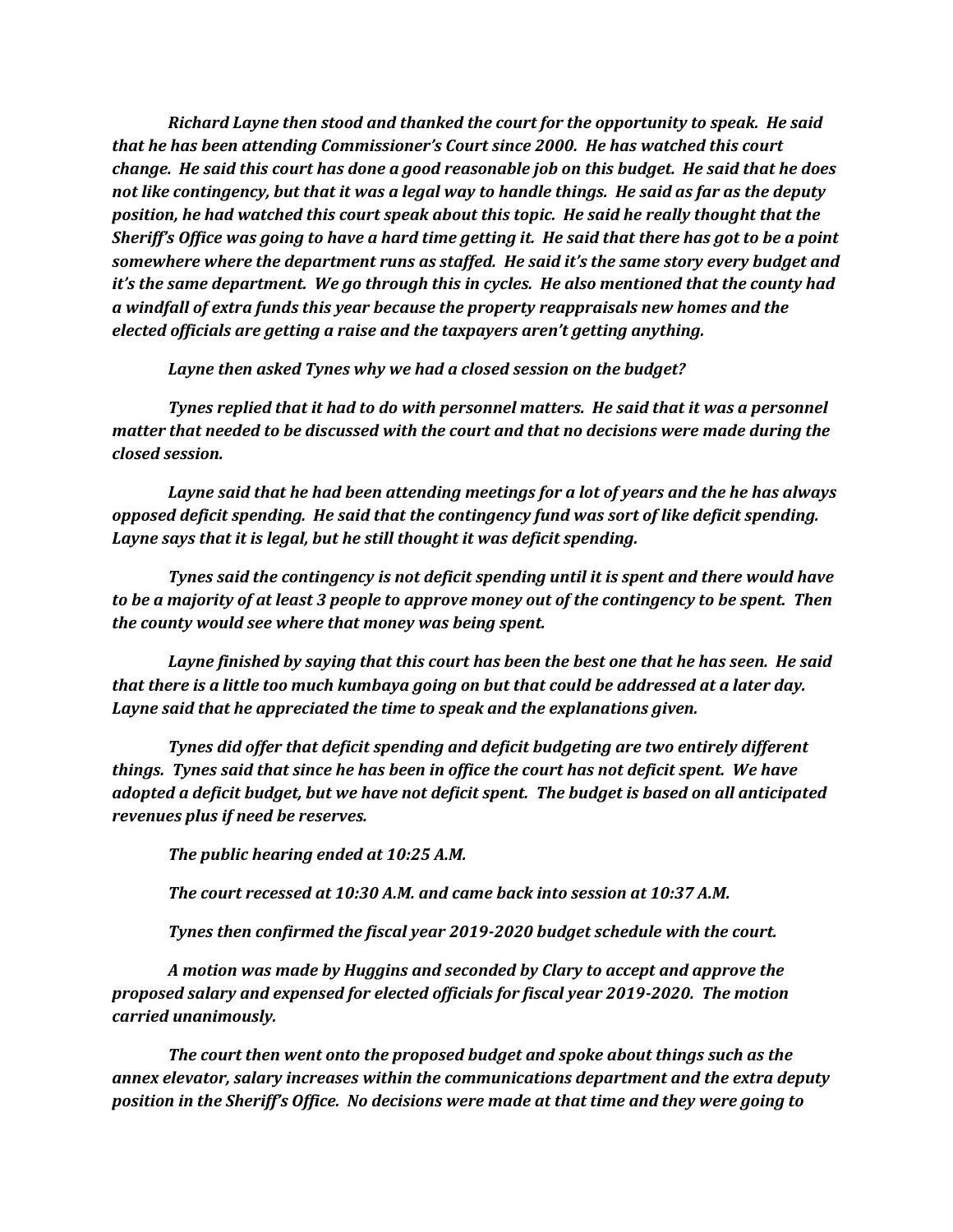*Richard Layne then stood and thanked the court for the opportunity to speak. He said that he has been attending Commissioner's Court since 2000. He has watched this court change. He said this court has done a good reasonable job on this budget. He said that he does not like contingency, but that it was a legal way to handle things. He said as far as the deputy position, he had watched this court speak about this topic. He said he really thought that the Sheriff's Office was going to have a hard time getting it. He said that there has got to be a point somewhere where the department runs as staffed. He said it's the same story every budget and it's the same department. We go through this in cycles. He also mentioned that the county had a windfall of extra funds this year because the property reappraisals new homes and the elected officials are getting a raise and the taxpayers aren't getting anything.*

*Layne then asked Tynes why we had a closed session on the budget?*

*Tynes replied that it had to do with personnel matters. He said that it was a personnel matter that needed to be discussed with the court and that no decisions were made during the closed session.*

*Layne said that he had been attending meetings for a lot of years and the he has always opposed deficit spending. He said that the contingency fund was sort of like deficit spending. Layne says that it is legal, but he still thought it was deficit spending.*

*Tynes said the contingency is not deficit spending until it is spent and there would have to be a majority of at least 3 people to approve money out of the contingency to be spent. Then the county would see where that money was being spent.*

*Layne finished by saying that this court has been the best one that he has seen. He said that there is a little too much kumbaya going on but that could be addressed at a later day. Layne said that he appreciated the time to speak and the explanations given.*

*Tynes did offer that deficit spending and deficit budgeting are two entirely different things. Tynes said that since he has been in office the court has not deficit spent. We have adopted a deficit budget, but we have not deficit spent. The budget is based on all anticipated revenues plus if need be reserves.*

*The public hearing ended at 10:25 A.M.*

*The court recessed at 10:30 A.M. and came back into session at 10:37 A.M.*

*Tynes then confirmed the fiscal year 2019-2020 budget schedule with the court.*

*A motion was made by Huggins and seconded by Clary to accept and approve the proposed salary and expensed for elected officials for fiscal year 2019-2020. The motion carried unanimously.*

*The court then went onto the proposed budget and spoke about things such as the annex elevator, salary increases within the communications department and the extra deputy position in the Sheriff's Office. No decisions were made at that time and they were going to*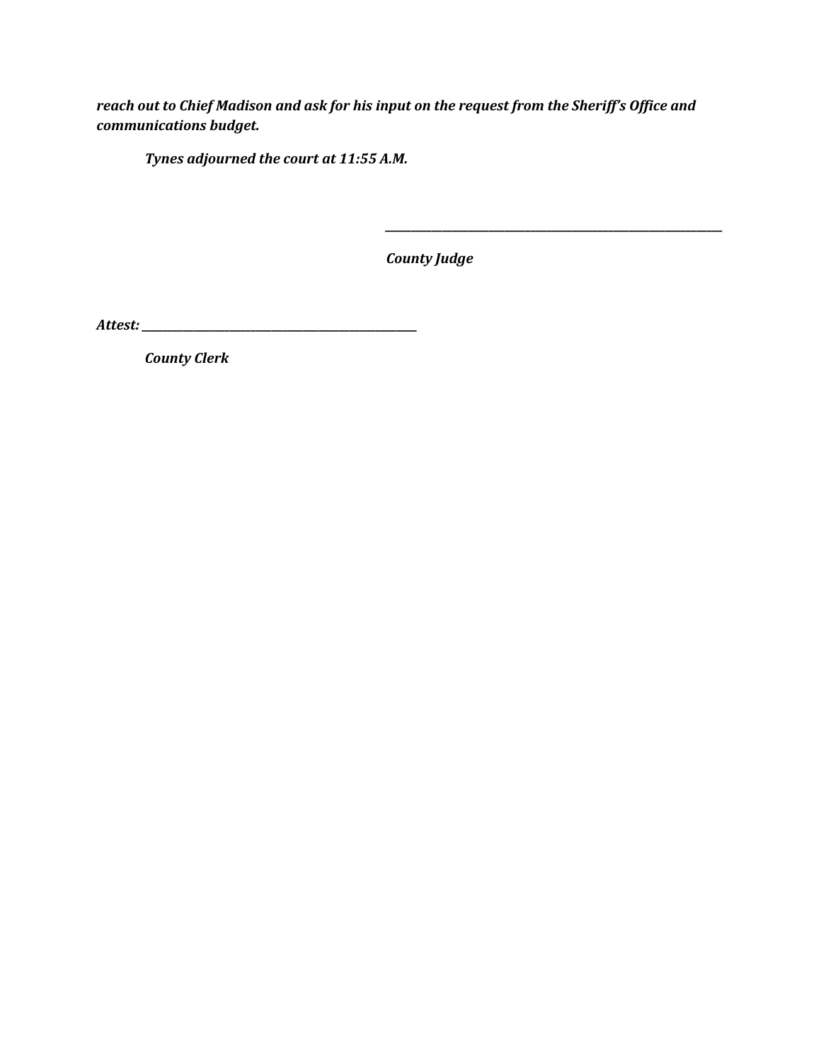***reach out to Chief Madison and ask for his input on the request from the Sheriff's Office and communications budget.***

***Tynes adjourned the court at 11:55 A.M.***

\_\_\_\_\_\_\_\_\_\_\_\_\_\_\_\_\_\_\_\_\_\_\_\_\_\_\_\_\_\_\_\_\_\_\_\_\_\_\_\_\_\_\_\_

***County Judge***

***Attest:*** \_\_\_\_\_\_\_\_\_\_\_\_\_\_\_\_\_\_\_\_\_\_\_\_\_\_\_\_\_\_\_\_\_\_\_\_

***County Clerk***